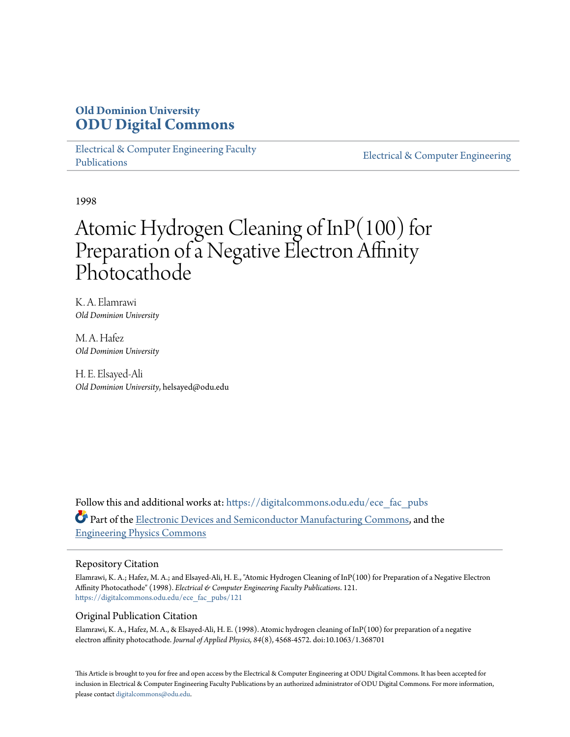**Old Dominion University**
**ODU Digital Commons**

Electrical & Computer Engineering Faculty Publications | Electrical & Computer Engineering

1998

# Atomic Hydrogen Cleaning of InP(100) for Preparation of a Negative Electron Affinity Photocathode

K. A. Elamrawi
*Old Dominion University*

M. A. Hafez
*Old Dominion University*

H. E. Elsayed-Ali
*Old Dominion University*, helsayed@odu.edu

Follow this and additional works at: https://digitalcommons.odu.edu/ece_fac_pubs

Part of the Electronic Devices and Semiconductor Manufacturing Commons, and the Engineering Physics Commons

## Repository Citation

Elamrawi, K. A.; Hafez, M. A.; and Elsayed-Ali, H. E., "Atomic Hydrogen Cleaning of InP(100) for Preparation of a Negative Electron Affinity Photocathode" (1998). *Electrical & Computer Engineering Faculty Publications*. 121.
https://digitalcommons.odu.edu/ece_fac_pubs/121

## Original Publication Citation

Elamrawi, K. A., Hafez, M. A., & Elsayed-Ali, H. E. (1998). Atomic hydrogen cleaning of InP(100) for preparation of a negative electron affinity photocathode. *Journal of Applied Physics, 84*(8), 4568-4572. doi:10.1063/1.368701

This Article is brought to you for free and open access by the Electrical & Computer Engineering at ODU Digital Commons. It has been accepted for inclusion in Electrical & Computer Engineering Faculty Publications by an authorized administrator of ODU Digital Commons. For more information, please contact digitalcommons@odu.edu.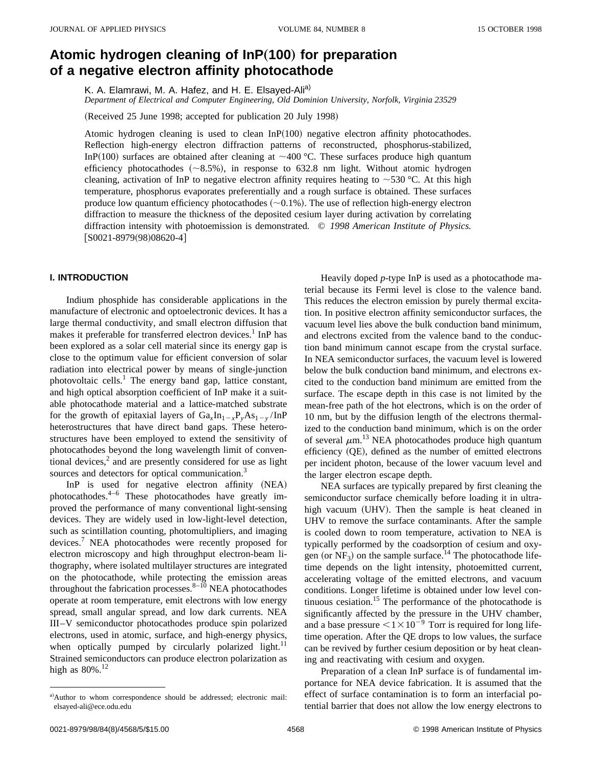# Atomic hydrogen cleaning of InP(100) for preparation of a negative electron affinity photocathode

K. A. Elamrawi, M. A. Hafez, and H. E. Elsayed-Ali[a)]

*Department of Electrical and Computer Engineering, Old Dominion University, Norfolk, Virginia 23529*

(Received 25 June 1998; accepted for publication 20 July 1998)

Atomic hydrogen cleaning is used to clean InP(100) negative electron affinity photocathodes. Reflection high-energy electron diffraction patterns of reconstructed, phosphorus-stabilized, InP(100) surfaces are obtained after cleaning at ~400 °C. These surfaces produce high quantum efficiency photocathodes (~8.5%), in response to 632.8 nm light. Without atomic hydrogen cleaning, activation of InP to negative electron affinity requires heating to ~530 °C. At this high temperature, phosphorus evaporates preferentially and a rough surface is obtained. These surfaces produce low quantum efficiency photocathodes (~0.1%). The use of reflection high-energy electron diffraction to measure the thickness of the deposited cesium layer during activation by correlating diffraction intensity with photoemission is demonstrated. © *1998 American Institute of Physics.* [S0021-8979(98)08620-4]

## I. INTRODUCTION

Indium phosphide has considerable applications in the manufacture of electronic and optoelectronic devices. It has a large thermal conductivity, and small electron diffusion that makes it preferable for transferred electron devices.[1] InP has been explored as a solar cell material since its energy gap is close to the optimum value for efficient conversion of solar radiation into electrical power by means of single-junction photovoltaic cells.[1] The energy band gap, lattice constant, and high optical absorption coefficient of InP make it a suitable photocathode material and a lattice-matched substrate for the growth of epitaxial layers of $Ga_xIn_{1-x}P_yAs_{1-y}$/InP heterostructures that have direct band gaps. These heterostructures have been employed to extend the sensitivity of photocathodes beyond the long wavelength limit of conventional devices,[2] and are presently considered for use as light sources and detectors for optical communication.[3]

InP is used for negative electron affinity (NEA) photocathodes.[4–6] These photocathodes have greatly improved the performance of many conventional light-sensing devices. They are widely used in low-light-level detection, such as scintillation counting, photomultipliers, and imaging devices.[7] NEA photocathodes were recently proposed for electron microscopy and high throughput electron-beam lithography, where isolated multilayer structures are integrated on the photocathode, while protecting the emission areas throughout the fabrication processes.[8–10] NEA photocathodes operate at room temperature, emit electrons with low energy spread, small angular spread, and low dark currents. NEA III–V semiconductor photocathodes produce spin polarized electrons, used in atomic, surface, and high-energy physics, when optically pumped by circularly polarized light.[11] Strained semiconductors can produce electron polarization as high as 80%.[12]

Heavily doped *p*-type InP is used as a photocathode material because its Fermi level is close to the valence band. This reduces the electron emission by purely thermal excitation. In positive electron affinity semiconductor surfaces, the vacuum level lies above the bulk conduction band minimum, and electrons excited from the valence band to the conduction band minimum cannot escape from the crystal surface. In NEA semiconductor surfaces, the vacuum level is lowered below the bulk conduction band minimum, and electrons excited to the conduction band minimum are emitted from the surface. The escape depth in this case is not limited by the mean-free path of the hot electrons, which is on the order of 10 nm, but by the diffusion length of the electrons thermalized to the conduction band minimum, which is on the order of several μm.[13] NEA photocathodes produce high quantum efficiency (QE), defined as the number of emitted electrons per incident photon, because of the lower vacuum level and the larger electron escape depth.

NEA surfaces are typically prepared by first cleaning the semiconductor surface chemically before loading it in ultrahigh vacuum (UHV). Then the sample is heat cleaned in UHV to remove the surface contaminants. After the sample is cooled down to room temperature, activation to NEA is typically performed by the coadsorption of cesium and oxygen (or $NF_3$) on the sample surface.[14] The photocathode lifetime depends on the light intensity, photoemitted current, accelerating voltage of the emitted electrons, and vacuum conditions. Longer lifetime is obtained under low level continuous cesiation.[15] The performance of the photocathode is significantly affected by the pressure in the UHV chamber, and a base pressure $<1\times10^{-9}$ Torr is required for long lifetime operation. After the QE drops to low values, the surface can be revived by further cesium deposition or by heat cleaning and reactivating with cesium and oxygen.

Preparation of a clean InP surface is of fundamental importance for NEA device fabrication. It is assumed that the effect of surface contamination is to form an interfacial potential barrier that does not allow the low energy electrons to

---

[a)]Author to whom correspondence should be addressed; electronic mail: elsayed-ali@ece.odu.edu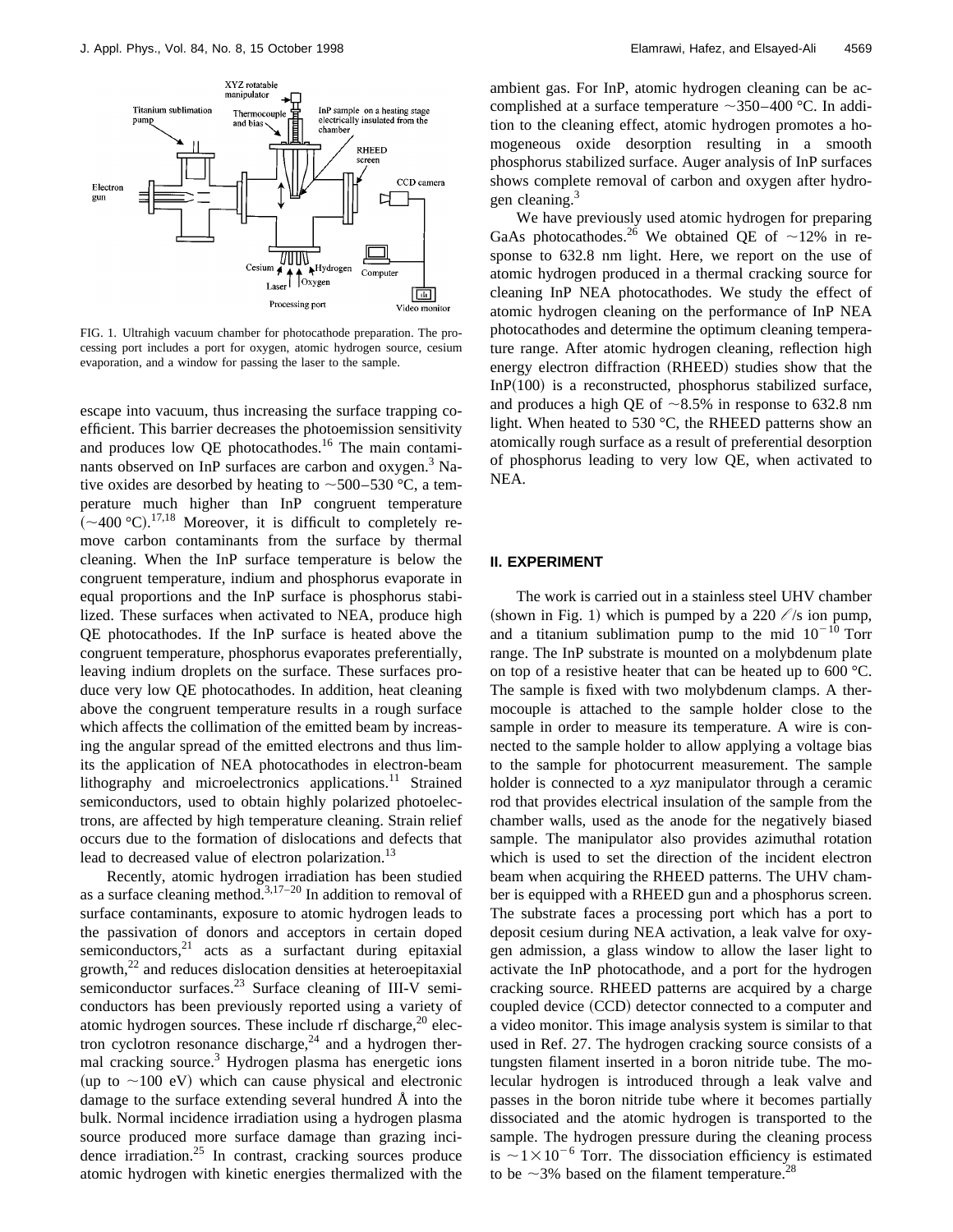FIG. 1. Ultrahigh vacuum chamber for photocathode preparation. The processing port includes a port for oxygen, atomic hydrogen source, cesium evaporation, and a window for passing the laser to the sample.

escape into vacuum, thus increasing the surface trapping coefficient. This barrier decreases the photoemission sensitivity and produces low QE photocathodes.[16] The main contaminants observed on InP surfaces are carbon and oxygen.[3] Native oxides are desorbed by heating to ~500–530 °C, a temperature much higher than InP congruent temperature (~400 °C).[17,18] Moreover, it is difficult to completely remove carbon contaminants from the surface by thermal cleaning. When the InP surface temperature is below the congruent temperature, indium and phosphorus evaporate in equal proportions and the InP surface is phosphorus stabilized. These surfaces when activated to NEA, produce high QE photocathodes. If the InP surface is heated above the congruent temperature, phosphorus evaporates preferentially, leaving indium droplets on the surface. These surfaces produce very low QE photocathodes. In addition, heat cleaning above the congruent temperature results in a rough surface which affects the collimation of the emitted beam by increasing the angular spread of the emitted electrons and thus limits the application of NEA photocathodes in electron-beam lithography and microelectronics applications.[11] Strained semiconductors, used to obtain highly polarized photoelectrons, are affected by high temperature cleaning. Strain relief occurs due to the formation of dislocations and defects that lead to decreased value of electron polarization.[13]

Recently, atomic hydrogen irradiation has been studied as a surface cleaning method.[3,17–20] In addition to removal of surface contaminants, exposure to atomic hydrogen leads to the passivation of donors and acceptors in certain doped semiconductors,[21] acts as a surfactant during epitaxial growth,[22] and reduces dislocation densities at heteroepitaxial semiconductor surfaces.[23] Surface cleaning of III-V semiconductors has been previously reported using a variety of atomic hydrogen sources. These include rf discharge,[20] electron cyclotron resonance discharge,[24] and a hydrogen thermal cracking source.[3] Hydrogen plasma has energetic ions (up to ~100 eV) which can cause physical and electronic damage to the surface extending several hundred Å into the bulk. Normal incidence irradiation using a hydrogen plasma source produced more surface damage than grazing incidence irradiation.[25] In contrast, cracking sources produce atomic hydrogen with kinetic energies thermalized with the ambient gas. For InP, atomic hydrogen cleaning can be accomplished at a surface temperature ~350–400 °C. In addition to the cleaning effect, atomic hydrogen promotes a homogeneous oxide desorption resulting in a smooth phosphorus stabilized surface. Auger analysis of InP surfaces shows complete removal of carbon and oxygen after hydrogen cleaning.[3]

We have previously used atomic hydrogen for preparing GaAs photocathodes.[26] We obtained QE of ~12% in response to 632.8 nm light. Here, we report on the use of atomic hydrogen produced in a thermal cracking source for cleaning InP NEA photocathodes. We study the effect of atomic hydrogen cleaning on the performance of InP NEA photocathodes and determine the optimum cleaning temperature range. After atomic hydrogen cleaning, reflection high energy electron diffraction (RHEED) studies show that the InP(100) is a reconstructed, phosphorus stabilized surface, and produces a high QE of ~8.5% in response to 632.8 nm light. When heated to 530 °C, the RHEED patterns show an atomically rough surface as a result of preferential desorption of phosphorus leading to very low QE, when activated to NEA.

## II. EXPERIMENT

The work is carried out in a stainless steel UHV chamber (shown in Fig. 1) which is pumped by a 220 ℓ/s ion pump, and a titanium sublimation pump to the mid $10^{-10}$ Torr range. The InP substrate is mounted on a molybdenum plate on top of a resistive heater that can be heated up to 600 °C. The sample is fixed with two molybdenum clamps. A thermocouple is attached to the sample holder close to the sample in order to measure its temperature. A wire is connected to the sample holder to allow applying a voltage bias to the sample for photocurrent measurement. The sample holder is connected to a *xyz* manipulator through a ceramic rod that provides electrical insulation of the sample from the chamber walls, used as the anode for the negatively biased sample. The manipulator also provides azimuthal rotation which is used to set the direction of the incident electron beam when acquiring the RHEED patterns. The UHV chamber is equipped with a RHEED gun and a phosphorus screen. The substrate faces a processing port which has a port to deposit cesium during NEA activation, a leak valve for oxygen admission, a glass window to allow the laser light to activate the InP photocathode, and a port for the hydrogen cracking source. RHEED patterns are acquired by a charge coupled device (CCD) detector connected to a computer and a video monitor. This image analysis system is similar to that used in Ref. 27. The hydrogen cracking source consists of a tungsten filament inserted in a boron nitride tube. The molecular hydrogen is introduced through a leak valve and passes in the boron nitride tube where it becomes partially dissociated and the atomic hydrogen is transported to the sample. The hydrogen pressure during the cleaning process is $\sim 1\times10^{-6}$ Torr. The dissociation efficiency is estimated to be ~3% based on the filament temperature.[28]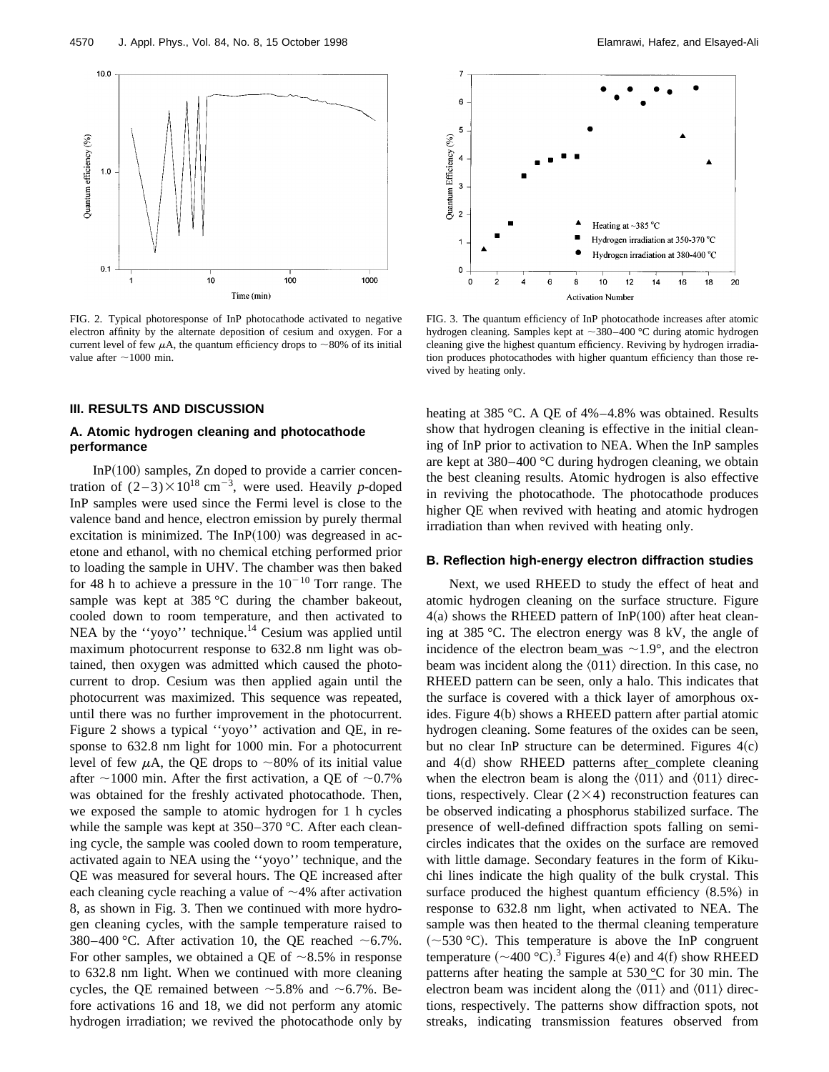FIG. 2. Typical photoresponse of InP photocathode activated to negative electron affinity by the alternate deposition of cesium and oxygen. For a current level of few $\mu$A, the quantum efficiency drops to ~80% of its initial value after ~1000 min.

FIG. 3. The quantum efficiency of InP photocathode increases after atomic hydrogen cleaning. Samples kept at ~380–400 °C during atomic hydrogen cleaning give the highest quantum efficiency. Reviving by hydrogen irradiation produces photocathodes with higher quantum efficiency than those revived by heating only.

## III. RESULTS AND DISCUSSION

### A. Atomic hydrogen cleaning and photocathode performance

InP(100) samples, Zn doped to provide a carrier concentration of $(2-3)\times 10^{18}$ cm$^{-3}$, were used. Heavily *p*-doped InP samples were used since the Fermi level is close to the valence band and hence, electron emission by purely thermal excitation is minimized. The InP(100) was degreased in acetone and ethanol, with no chemical etching performed prior to loading the sample in UHV. The chamber was then baked for 48 h to achieve a pressure in the $10^{-10}$ Torr range. The sample was kept at 385 °C during the chamber bakeout, cooled down to room temperature, and then activated to NEA by the ''yoyo'' technique.[14] Cesium was applied until maximum photocurrent response to 632.8 nm light was obtained, then oxygen was admitted which caused the photocurrent to drop. Cesium was then applied again until the photocurrent was maximized. This sequence was repeated, until there was no further improvement in the photocurrent. Figure 2 shows a typical ''yoyo'' activation and QE, in response to 632.8 nm light for 1000 min. For a photocurrent level of few $\mu$A, the QE drops to ~80% of its initial value after ~1000 min. After the first activation, a QE of ~0.7% was obtained for the freshly activated photocathode. Then, we exposed the sample to atomic hydrogen for 1 h cycles while the sample was kept at 350–370 °C. After each cleaning cycle, the sample was cooled down to room temperature, activated again to NEA using the ''yoyo'' technique, and the QE was measured for several hours. The QE increased after each cleaning cycle reaching a value of ~4% after activation 8, as shown in Fig. 3. Then we continued with more hydrogen cleaning cycles, with the sample temperature raised to 380–400 °C. After activation 10, the QE reached ~6.7%. For other samples, we obtained a QE of ~8.5% in response to 632.8 nm light. When we continued with more cleaning cycles, the QE remained between ~5.8% and ~6.7%. Before activations 16 and 18, we did not perform any atomic hydrogen irradiation; we revived the photocathode only by heating at 385 °C. A QE of 4%–4.8% was obtained. Results show that hydrogen cleaning is effective in the initial cleaning of InP prior to activation to NEA. When the InP samples are kept at 380–400 °C during hydrogen cleaning, we obtain the best cleaning results. Atomic hydrogen is also effective in reviving the photocathode. The photocathode produces higher QE when revived with heating and atomic hydrogen irradiation than when revived with heating only.

### B. Reflection high-energy electron diffraction studies

Next, we used RHEED to study the effect of heat and atomic hydrogen cleaning on the surface structure. Figure 4(a) shows the RHEED pattern of InP(100) after heat cleaning at 385 °C. The electron energy was 8 kV, the angle of incidence of the electron beam was ~1.9°, and the electron beam was incident along the $\langle 0\bar{1}1\rangle$ direction. In this case, no RHEED pattern can be seen, only a halo. This indicates that the surface is covered with a thick layer of amorphous oxides. Figure 4(b) shows a RHEED pattern after partial atomic hydrogen cleaning. Some features of the oxides can be seen, but no clear InP structure can be determined. Figures 4(c) and 4(d) show RHEED patterns after complete cleaning when the electron beam is along the $\langle 0\bar{1}1\rangle$ and $\langle 011\rangle$ directions, respectively. Clear $(2\times 4)$ reconstruction features can be observed indicating a phosphorus stabilized surface. The presence of well-defined diffraction spots falling on semicircles indicates that the oxides on the surface are removed with little damage. Secondary features in the form of Kikuchi lines indicate the high quality of the bulk crystal. This surface produced the highest quantum efficiency (8.5%) in response to 632.8 nm light, when activated to NEA. The sample was then heated to the thermal cleaning temperature (~530 °C). This temperature is above the InP congruent temperature (~400 °C).[3] Figures 4(e) and 4(f) show RHEED patterns after heating the sample at 530 °C for 30 min. The electron beam was incident along the $\langle 0\bar{1}1\rangle$ and $\langle 011\rangle$ directions, respectively. The patterns show diffraction spots, not streaks, indicating transmission features observed from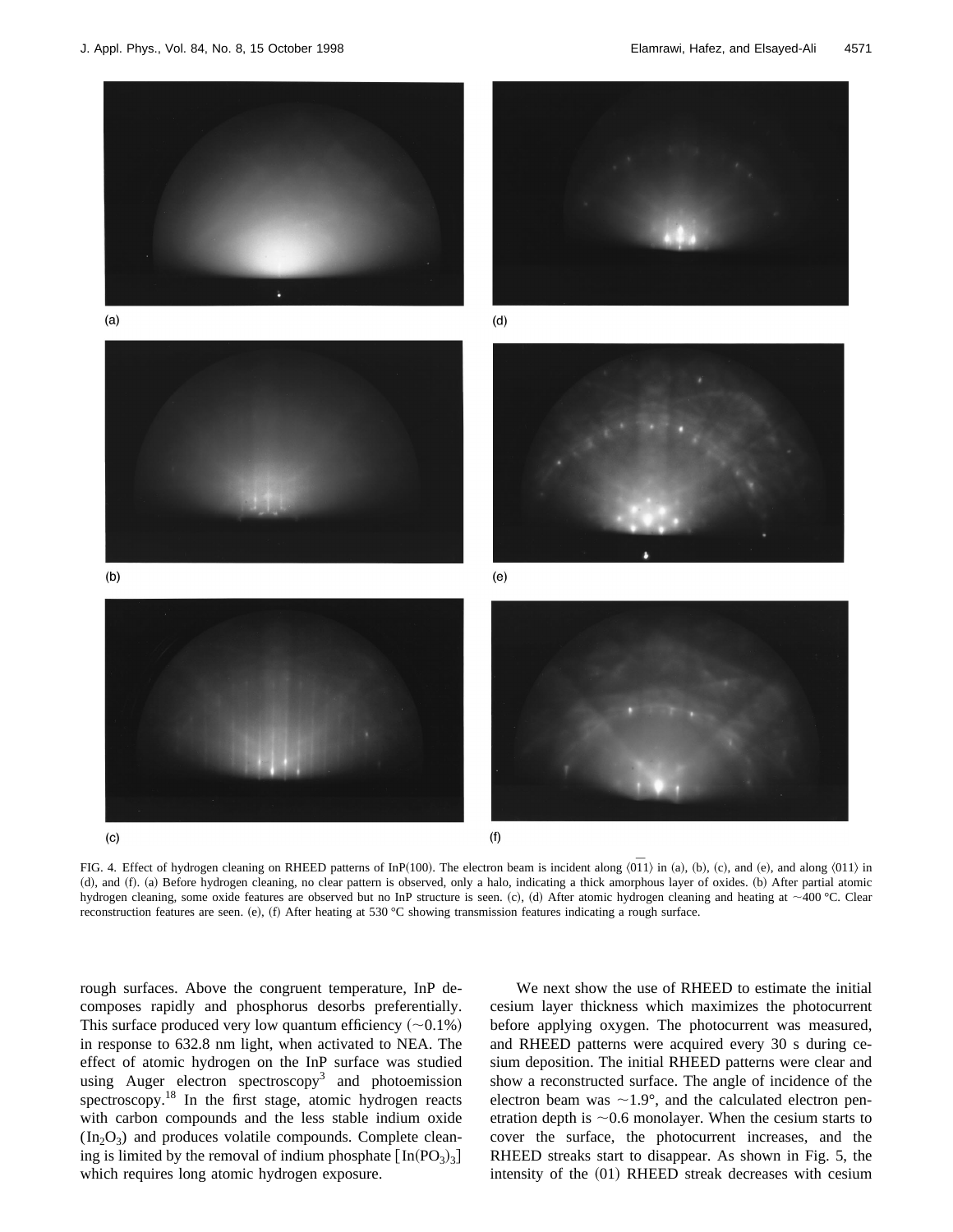FIG. 4. Effect of hydrogen cleaning on RHEED patterns of InP(100). The electron beam is incident along $\langle 0\bar{1}1 \rangle$ in (a), (b), (c), and (e), and along $\langle 011 \rangle$ in (d), and (f). (a) Before hydrogen cleaning, no clear pattern is observed, only a halo, indicating a thick amorphous layer of oxides. (b) After partial atomic hydrogen cleaning, some oxide features are observed but no InP structure is seen. (c), (d) After atomic hydrogen cleaning and heating at ~400 °C. Clear reconstruction features are seen. (e), (f) After heating at 530 °C showing transmission features indicating a rough surface.

rough surfaces. Above the congruent temperature, InP decomposes rapidly and phosphorus desorbs preferentially. This surface produced very low quantum efficiency (~0.1%) in response to 632.8 nm light, when activated to NEA. The effect of atomic hydrogen on the InP surface was studied using Auger electron spectroscopy[3] and photoemission spectroscopy.[18] In the first stage, atomic hydrogen reacts with carbon compounds and the less stable indium oxide ($In_2O_3$) and produces volatile compounds. Complete cleaning is limited by the removal of indium phosphate [$In(PO_3)_3$] which requires long atomic hydrogen exposure.

We next show the use of RHEED to estimate the initial cesium layer thickness which maximizes the photocurrent before applying oxygen. The photocurrent was measured, and RHEED patterns were acquired every 30 s during cesium deposition. The initial RHEED patterns were clear and show a reconstructed surface. The angle of incidence of the electron beam was ~1.9°, and the calculated electron penetration depth is ~0.6 monolayer. When the cesium starts to cover the surface, the photocurrent increases, and the RHEED streaks start to disappear. As shown in Fig. 5, the intensity of the (01) RHEED streak decreases with cesium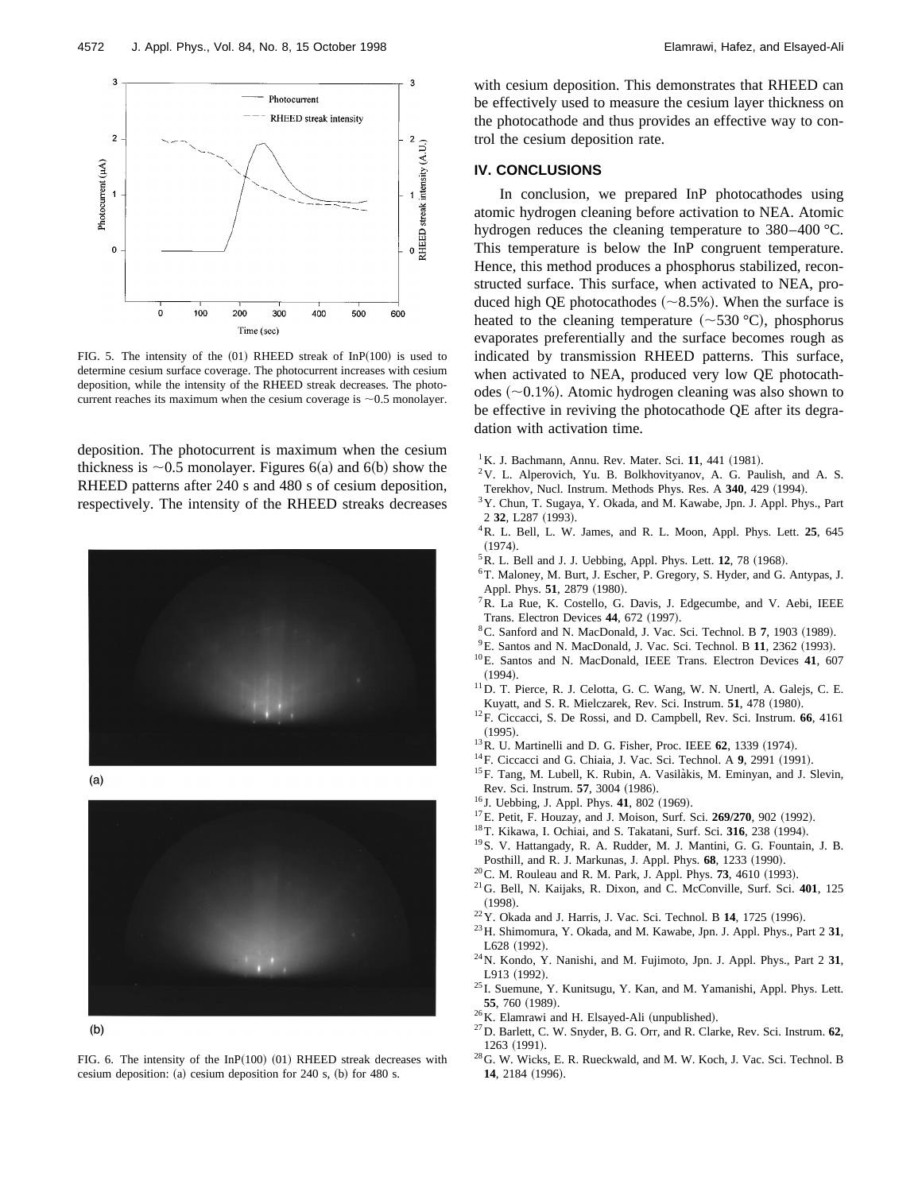Photocurrent

RHEED streak intensity

Photocurrent (μA)

RHEED streak intensity (A.U.)

Time (sec)

0 100 200 300 400 500 600

0 1 2 3

FIG. 5. The intensity of the (01) RHEED streak of InP(100) is used to determine cesium surface coverage. The photocurrent increases with cesium deposition, while the intensity of the RHEED streak decreases. The photocurrent reaches its maximum when the cesium coverage is ~0.5 monolayer.

deposition. The photocurrent is maximum when the cesium thickness is ~0.5 monolayer. Figures 6(a) and 6(b) show the RHEED patterns after 240 s and 480 s of cesium deposition, respectively. The intensity of the RHEED streaks decreases

(a)

(b)

FIG. 6. The intensity of the InP(100) (01) RHEED streak decreases with cesium deposition: (a) cesium deposition for 240 s, (b) for 480 s.

with cesium deposition. This demonstrates that RHEED can be effectively used to measure the cesium layer thickness on the photocathode and thus provides an effective way to control the cesium deposition rate.

## IV. CONCLUSIONS

In conclusion, we prepared InP photocathodes using atomic hydrogen cleaning before activation to NEA. Atomic hydrogen reduces the cleaning temperature to 380–400 °C. This temperature is below the InP congruent temperature. Hence, this method produces a phosphorus stabilized, reconstructed surface. This surface, when activated to NEA, produced high QE photocathodes (~8.5%). When the surface is heated to the cleaning temperature (~530 °C), phosphorus evaporates preferentially and the surface becomes rough as indicated by transmission RHEED patterns. This surface, when activated to NEA, produced very low QE photocathodes (~0.1%). Atomic hydrogen cleaning was also shown to be effective in reviving the photocathode QE after its degradation with activation time.

[1] K. J. Bachmann, Annu. Rev. Mater. Sci. **11**, 441 (1981).
[2] V. L. Alperovich, Yu. B. Bolkhovityanov, A. G. Paulish, and A. S. Terekhov, Nucl. Instrum. Methods Phys. Res. A **340**, 429 (1994).
[3] Y. Chun, T. Sugaya, Y. Okada, and M. Kawabe, Jpn. J. Appl. Phys., Part 2 **32**, L287 (1993).
[4] R. L. Bell, L. W. James, and R. L. Moon, Appl. Phys. Lett. **25**, 645 (1974).
[5] R. L. Bell and J. J. Uebbing, Appl. Phys. Lett. **12**, 78 (1968).
[6] T. Maloney, M. Burt, J. Escher, P. Gregory, S. Hyder, and G. Antypas, J. Appl. Phys. **51**, 2879 (1980).
[7] R. La Rue, K. Costello, G. Davis, J. Edgecumbe, and V. Aebi, IEEE Trans. Electron Devices **44**, 672 (1997).
[8] C. Sanford and N. MacDonald, J. Vac. Sci. Technol. B **7**, 1903 (1989).
[9] E. Santos and N. MacDonald, J. Vac. Sci. Technol. B **11**, 2362 (1993).
[10] E. Santos and N. MacDonald, IEEE Trans. Electron Devices **41**, 607 (1994).
[11] D. T. Pierce, R. J. Celotta, G. C. Wang, W. N. Unertl, A. Galejs, C. E. Kuyatt, and S. R. Mielczarek, Rev. Sci. Instrum. **51**, 478 (1980).
[12] F. Ciccacci, S. De Rossi, and D. Campbell, Rev. Sci. Instrum. **66**, 4161 (1995).
[13] R. U. Martinelli and D. G. Fisher, Proc. IEEE **62**, 1339 (1974).
[14] F. Ciccacci and G. Chiaia, J. Vac. Sci. Technol. A **9**, 2991 (1991).
[15] F. Tang, M. Lubell, K. Rubin, A. Vasilàkis, M. Eminyan, and J. Slevin, Rev. Sci. Instrum. **57**, 3004 (1986).
[16] J. Uebbing, J. Appl. Phys. **41**, 802 (1969).
[17] E. Petit, F. Houzay, and J. Moison, Surf. Sci. **269/270**, 902 (1992).
[18] T. Kikawa, I. Ochiai, and S. Takatani, Surf. Sci. **316**, 238 (1994).
[19] S. V. Hattangady, R. A. Rudder, M. J. Mantini, G. G. Fountain, J. B. Posthill, and R. J. Markunas, J. Appl. Phys. **68**, 1233 (1990).
[20] C. M. Rouleau and R. M. Park, J. Appl. Phys. **73**, 4610 (1993).
[21] G. Bell, N. Kaijaks, R. Dixon, and C. McConville, Surf. Sci. **401**, 125 (1998).
[22] Y. Okada and J. Harris, J. Vac. Sci. Technol. B **14**, 1725 (1996).
[23] H. Shimomura, Y. Okada, and M. Kawabe, Jpn. J. Appl. Phys., Part 2 **31**, L628 (1992).
[24] N. Kondo, Y. Nanishi, and M. Fujimoto, Jpn. J. Appl. Phys., Part 2 **31**, L913 (1992).
[25] I. Suemune, Y. Kunitsugu, Y. Kan, and M. Yamanishi, Appl. Phys. Lett. **55**, 760 (1989).
[26] K. Elamrawi and H. Elsayed-Ali (unpublished).
[27] D. Barlett, C. W. Snyder, B. G. Orr, and R. Clarke, Rev. Sci. Instrum. **62**, 1263 (1991).
[28] G. W. Wicks, E. R. Rueckwald, and M. W. Koch, J. Vac. Sci. Technol. B **14**, 2184 (1996).